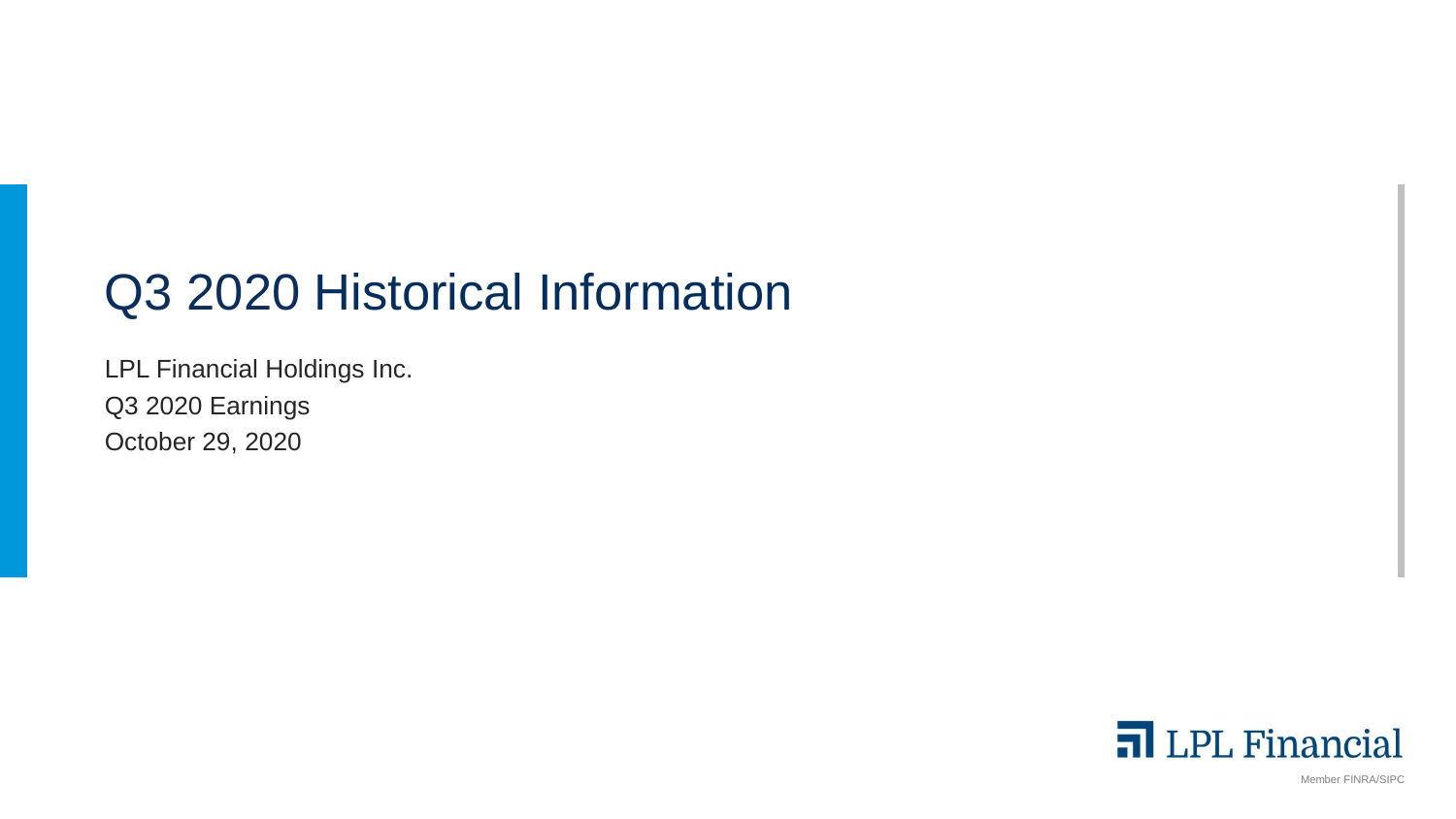# Q3 2020 Historical Information

LPL Financial Holdings Inc.

Q3 2020 Earnings

October 29, 2020

LPL Financial

Member FINRA/SIPC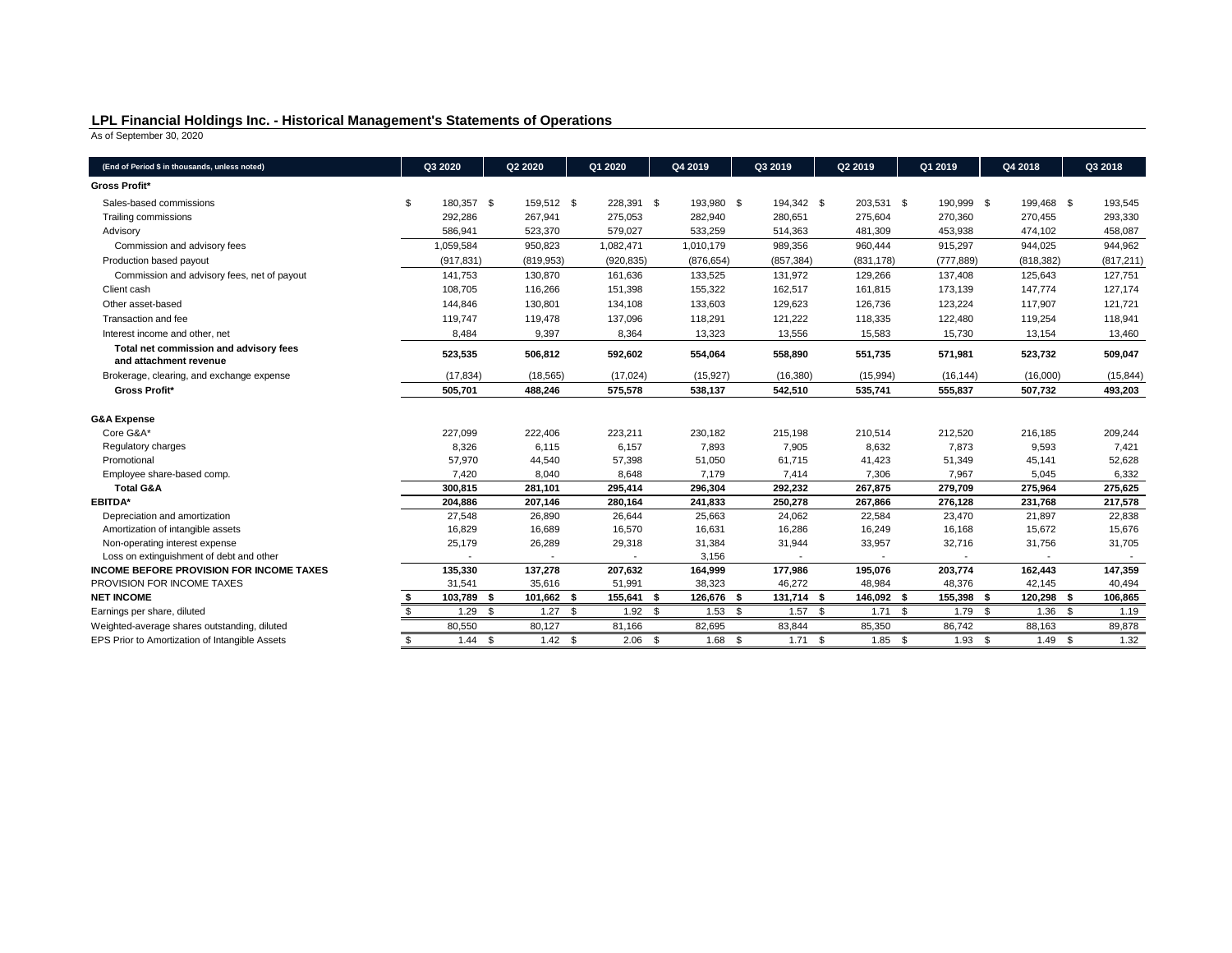## LPL Financial Holdings Inc. - Historical Management's Statements of Operations

As of September 30, 2020

| (End of Period $ in thousands, unless noted) | Q3 2020 | Q2 2020 | Q1 2020 | Q4 2019 | Q3 2019 | Q2 2019 | Q1 2019 | Q4 2018 | Q3 2018 |
|---|---|---|---|---|---|---|---|---|---|
| **Gross Profit*** | | | | | | | | | |
| Sales-based commissions | $ 180,357 | $ 159,512 | $ 228,391 | $ 193,980 | $ 194,342 | $ 203,531 | $ 190,999 | $ 199,468 | $ 193,545 |
| Trailing commissions | 292,286 | 267,941 | 275,053 | 282,940 | 280,651 | 275,604 | 270,360 | 270,455 | 293,330 |
| Advisory | 586,941 | 523,370 | 579,027 | 533,259 | 514,363 | 481,309 | 453,938 | 474,102 | 458,087 |
| Commission and advisory fees | 1,059,584 | 950,823 | 1,082,471 | 1,010,179 | 989,356 | 960,444 | 915,297 | 944,025 | 944,962 |
| Production based payout | (917,831) | (819,953) | (920,835) | (876,654) | (857,384) | (831,178) | (777,889) | (818,382) | (817,211) |
| Commission and advisory fees, net of payout | 141,753 | 130,870 | 161,636 | 133,525 | 131,972 | 129,266 | 137,408 | 125,643 | 127,751 |
| Client cash | 108,705 | 116,266 | 151,398 | 155,322 | 162,517 | 161,815 | 173,139 | 147,774 | 127,174 |
| Other asset-based | 144,846 | 130,801 | 134,108 | 133,603 | 129,623 | 126,736 | 123,224 | 117,907 | 121,721 |
| Transaction and fee | 119,747 | 119,478 | 137,096 | 118,291 | 121,222 | 118,335 | 122,480 | 119,254 | 118,941 |
| Interest income and other, net | 8,484 | 9,397 | 8,364 | 13,323 | 13,556 | 15,583 | 15,730 | 13,154 | 13,460 |
| **Total net commission and advisory fees and attachment revenue** | **523,535** | **506,812** | **592,602** | **554,064** | **558,890** | **551,735** | **571,981** | **523,732** | **509,047** |
| Brokerage, clearing, and exchange expense | (17,834) | (18,565) | (17,024) | (15,927) | (16,380) | (15,994) | (16,144) | (16,000) | (15,844) |
| **Gross Profit*** | **505,701** | **488,246** | **575,578** | **538,137** | **542,510** | **535,741** | **555,837** | **507,732** | **493,203** |
| | | | | | | | | | |
| **G&A Expense** | | | | | | | | | |
| Core G&A* | 227,099 | 222,406 | 223,211 | 230,182 | 215,198 | 210,514 | 212,520 | 216,185 | 209,244 |
| Regulatory charges | 8,326 | 6,115 | 6,157 | 7,893 | 7,905 | 8,632 | 7,873 | 9,593 | 7,421 |
| Promotional | 57,970 | 44,540 | 57,398 | 51,050 | 61,715 | 41,423 | 51,349 | 45,141 | 52,628 |
| Employee share-based comp. | 7,420 | 8,040 | 8,648 | 7,179 | 7,414 | 7,306 | 7,967 | 5,045 | 6,332 |
| **Total G&A** | **300,815** | **281,101** | **295,414** | **296,304** | **292,232** | **267,875** | **279,709** | **275,964** | **275,625** |
| **EBITDA*** | **204,886** | **207,146** | **280,164** | **241,833** | **250,278** | **267,866** | **276,128** | **231,768** | **217,578** |
| Depreciation and amortization | 27,548 | 26,890 | 26,644 | 25,663 | 24,062 | 22,584 | 23,470 | 21,897 | 22,838 |
| Amortization of intangible assets | 16,829 | 16,689 | 16,570 | 16,631 | 16,286 | 16,249 | 16,168 | 15,672 | 15,676 |
| Non-operating interest expense | 25,179 | 26,289 | 29,318 | 31,384 | 31,944 | 33,957 | 32,716 | 31,756 | 31,705 |
| Loss on extinguishment of debt and other | - | - | - | 3,156 | - | - | - | - | - |
| **INCOME BEFORE PROVISION FOR INCOME TAXES** | **135,330** | **137,278** | **207,632** | **164,999** | **177,986** | **195,076** | **203,774** | **162,443** | **147,359** |
| PROVISION FOR INCOME TAXES | 31,541 | 35,616 | 51,991 | 38,323 | 46,272 | 48,984 | 48,376 | 42,145 | 40,494 |
| **NET INCOME** | **$ 103,789** | **$ 101,662** | **$ 155,641** | **$ 126,676** | **$ 131,714** | **$ 146,092** | **$ 155,398** | **$ 120,298** | **$ 106,865** |
| Earnings per share, diluted | $ 1.29 | $ 1.27 | $ 1.92 | $ 1.53 | $ 1.57 | $ 1.71 | $ 1.79 | $ 1.36 | $ 1.19 |
| Weighted-average shares outstanding, diluted | 80,550 | 80,127 | 81,166 | 82,695 | 83,844 | 85,350 | 86,742 | 88,163 | 89,878 |
| EPS Prior to Amortization of Intangible Assets | $ 1.44 | $ 1.42 | $ 2.06 | $ 1.68 | $ 1.71 | $ 1.85 | $ 1.93 | $ 1.49 | $ 1.32 |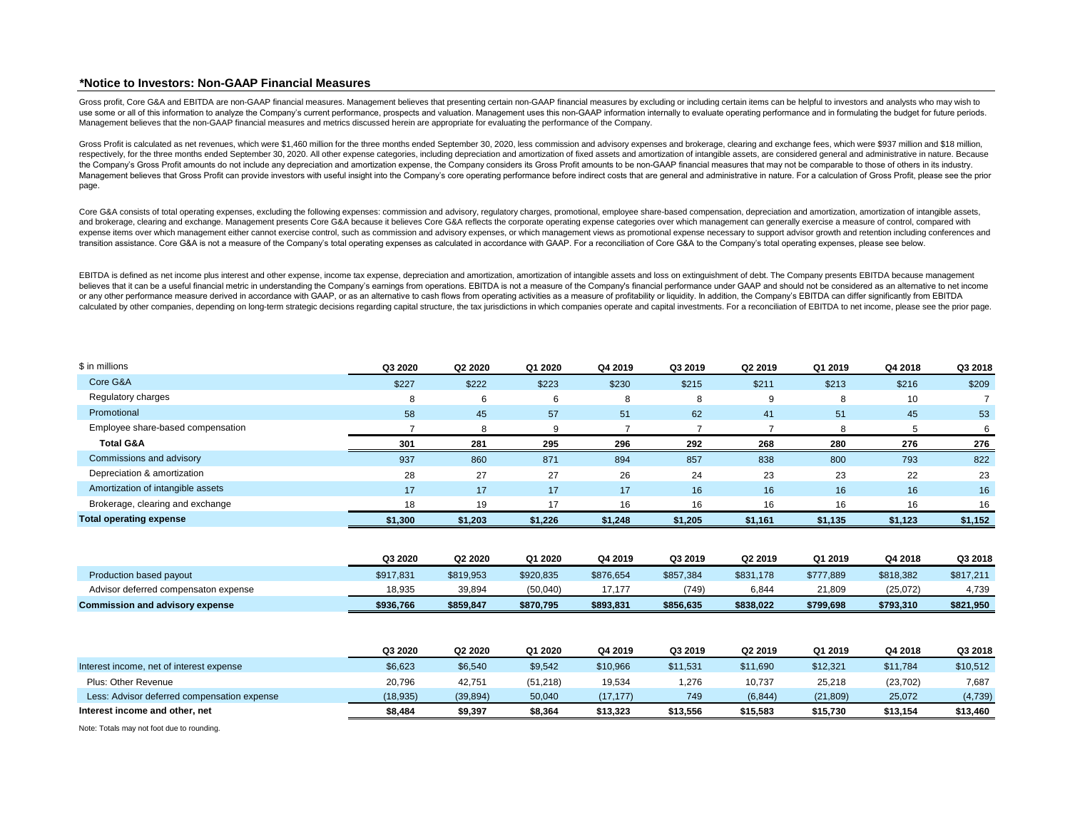## *Notice to Investors: Non-GAAP Financial Measures

Gross profit, Core G&A and EBITDA are non-GAAP financial measures. Management believes that presenting certain non-GAAP financial measures by excluding or including certain items can be helpful to investors and analysts who may wish to use some or all of this information to analyze the Company's current performance, prospects and valuation. Management uses this non-GAAP information internally to evaluate operating performance and in formulating the budget for future periods. Management believes that the non-GAAP financial measures and metrics discussed herein are appropriate for evaluating the performance of the Company.

Gross Profit is calculated as net revenues, which were $1,460 million for the three months ended September 30, 2020, less commission and advisory expenses and brokerage, clearing and exchange fees, which were $937 million and $18 million, respectively, for the three months ended September 30, 2020. All other expense categories, including depreciation and amortization of fixed assets and amortization of intangible assets, are considered general and administrative in nature. Because the Company's Gross Profit amounts do not include any depreciation and amortization expense, the Company considers its Gross Profit amounts to be non-GAAP financial measures that may not be comparable to those of others in its industry. Management believes that Gross Profit can provide investors with useful insight into the Company's core operating performance before indirect costs that are general and administrative in nature. For a calculation of Gross Profit, please see the prior page.

Core G&A consists of total operating expenses, excluding the following expenses: commission and advisory, regulatory charges, promotional, employee share-based compensation, depreciation and amortization, amortization of intangible assets, and brokerage, clearing and exchange. Management presents Core G&A because it believes Core G&A reflects the corporate operating expense categories over which management can generally exercise a measure of control, compared with expense items over which management either cannot exercise control, such as commission and advisory expenses, or which management views as promotional expense necessary to support advisor growth and retention including conferences and transition assistance. Core G&A is not a measure of the Company's total operating expenses as calculated in accordance with GAAP. For a reconciliation of Core G&A to the Company's total operating expenses, please see below.

EBITDA is defined as net income plus interest and other expense, income tax expense, depreciation and amortization, amortization of intangible assets and loss on extinguishment of debt. The Company presents EBITDA because management believes that it can be a useful financial metric in understanding the Company's earnings from operations. EBITDA is not a measure of the Company's financial performance under GAAP and should not be considered as an alternative to net income or any other performance measure derived in accordance with GAAP, or as an alternative to cash flows from operating activities as a measure of profitability or liquidity. In addition, the Company's EBITDA can differ significantly from EBITDA calculated by other companies, depending on long-term strategic decisions regarding capital structure, the tax jurisdictions in which companies operate and capital investments. For a reconciliation of EBITDA to net income, please see the prior page.

| $ in millions | Q3 2020 | Q2 2020 | Q1 2020 | Q4 2019 | Q3 2019 | Q2 2019 | Q1 2019 | Q4 2018 | Q3 2018 |
|---|---|---|---|---|---|---|---|---|---|
| Core G&A | $227 | $222 | $223 | $230 | $215 | $211 | $213 | $216 | $209 |
| Regulatory charges | 8 | 6 | 6 | 8 | 8 | 9 | 8 | 10 | 7 |
| Promotional | 58 | 45 | 57 | 51 | 62 | 41 | 51 | 45 | 53 |
| Employee share-based compensation | 7 | 8 | 9 | 7 | 7 | 7 | 8 | 5 | 6 |
| **Total G&A** | **301** | **281** | **295** | **296** | **292** | **268** | **280** | **276** | **276** |
| Commissions and advisory | 937 | 860 | 871 | 894 | 857 | 838 | 800 | 793 | 822 |
| Depreciation & amortization | 28 | 27 | 27 | 26 | 24 | 23 | 23 | 22 | 23 |
| Amortization of intangible assets | 17 | 17 | 17 | 17 | 16 | 16 | 16 | 16 | 16 |
| Brokerage, clearing and exchange | 18 | 19 | 17 | 16 | 16 | 16 | 16 | 16 | 16 |
| **Total operating expense** | **$1,300** | **$1,203** | **$1,226** | **$1,248** | **$1,205** | **$1,161** | **$1,135** | **$1,123** | **$1,152** |

| | Q3 2020 | Q2 2020 | Q1 2020 | Q4 2019 | Q3 2019 | Q2 2019 | Q1 2019 | Q4 2018 | Q3 2018 |
|---|---|---|---|---|---|---|---|---|---|
| Production based payout | $917,831 | $819,953 | $920,835 | $876,654 | $857,384 | $831,178 | $777,889 | $818,382 | $817,211 |
| Advisor deferred compensaton expense | 18,935 | 39,894 | (50,040) | 17,177 | (749) | 6,844 | 21,809 | (25,072) | 4,739 |
| **Commission and advisory expense** | **$936,766** | **$859,847** | **$870,795** | **$893,831** | **$856,635** | **$838,022** | **$799,698** | **$793,310** | **$821,950** |

| | Q3 2020 | Q2 2020 | Q1 2020 | Q4 2019 | Q3 2019 | Q2 2019 | Q1 2019 | Q4 2018 | Q3 2018 |
|---|---|---|---|---|---|---|---|---|---|
| Interest income, net of interest expense | $6,623 | $6,540 | $9,542 | $10,966 | $11,531 | $11,690 | $12,321 | $11,784 | $10,512 |
| Plus: Other Revenue | 20,796 | 42,751 | (51,218) | 19,534 | 1,276 | 10,737 | 25,218 | (23,702) | 7,687 |
| Less: Advisor deferred compensation expense | (18,935) | (39,894) | 50,040 | (17,177) | 749 | (6,844) | (21,809) | 25,072 | (4,739) |
| **Interest income and other, net** | **$8,484** | **$9,397** | **$8,364** | **$13,323** | **$13,556** | **$15,583** | **$15,730** | **$13,154** | **$13,460** |

Note: Totals may not foot due to rounding.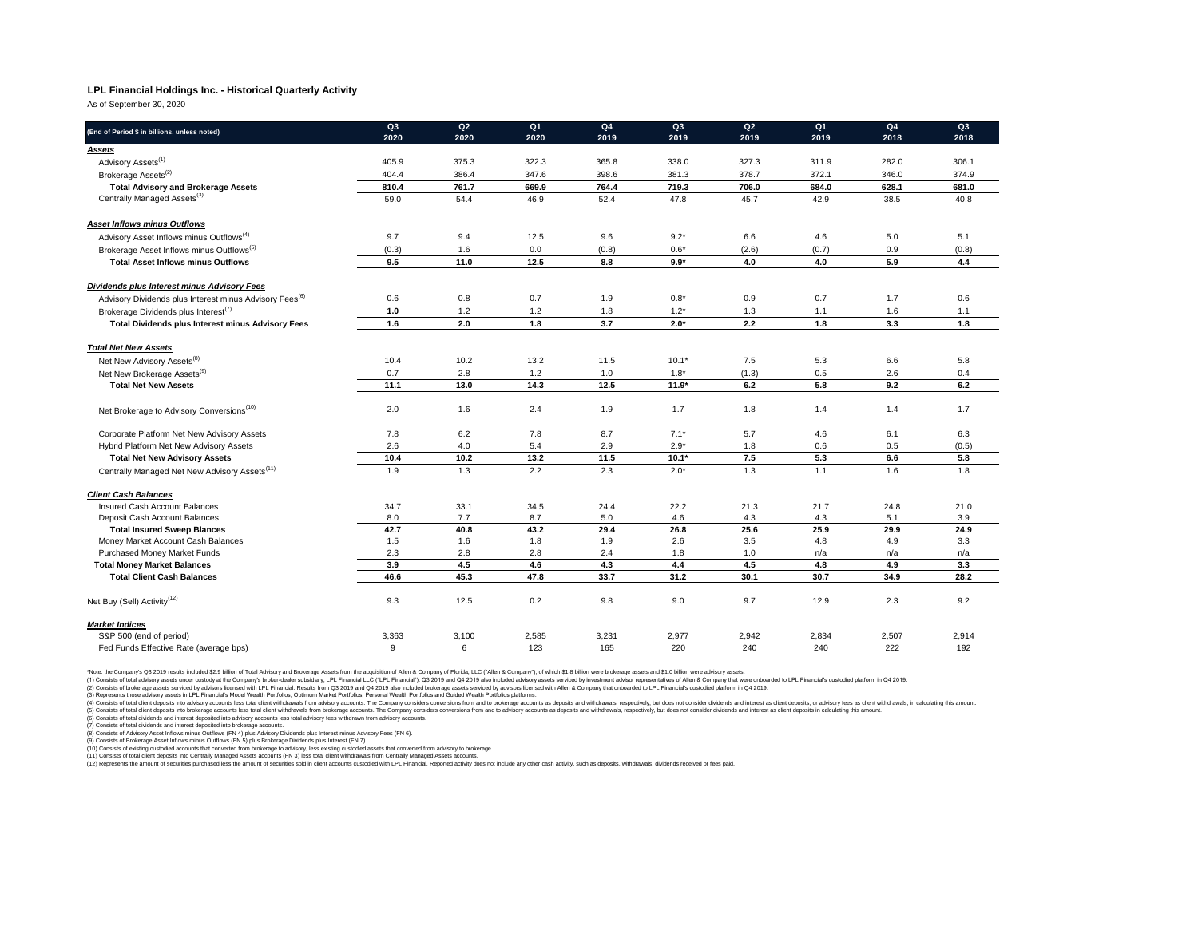**LPL Financial Holdings Inc. - Historical Quarterly Activity**

As of September 30, 2020

| (End of Period $ in billions, unless noted) | Q3 2020 | Q2 2020 | Q1 2020 | Q4 2019 | Q3 2019 | Q2 2019 | Q1 2019 | Q4 2018 | Q3 2018 |
|---|---|---|---|---|---|---|---|---|---|
| ***Assets*** | | | | | | | | | |
| Advisory Assets[1] | 405.9 | 375.3 | 322.3 | 365.8 | 338.0 | 327.3 | 311.9 | 282.0 | 306.1 |
| Brokerage Assets[2] | 404.4 | 386.4 | 347.6 | 398.6 | 381.3 | 378.7 | 372.1 | 346.0 | 374.9 |
| **Total Advisory and Brokerage Assets** | **810.4** | **761.7** | **669.9** | **764.4** | **719.3** | **706.0** | **684.0** | **628.1** | **681.0** |
| Centrally Managed Assets[3] | 59.0 | 54.4 | 46.9 | 52.4 | 47.8 | 45.7 | 42.9 | 38.5 | 40.8 |
| ***Asset Inflows minus Outflows*** | | | | | | | | | |
| Advisory Asset Inflows minus Outflows[4] | 9.7 | 9.4 | 12.5 | 9.6 | 9.2* | 6.6 | 4.6 | 5.0 | 5.1 |
| Brokerage Asset Inflows minus Outflows[5] | (0.3) | 1.6 | 0.0 | (0.8) | 0.6* | (2.6) | (0.7) | 0.9 | (0.8) |
| **Total Asset Inflows minus Outflows** | **9.5** | **11.0** | **12.5** | **8.8** | **9.9*** | **4.0** | **4.0** | **5.9** | **4.4** |
| ***Dividends plus Interest minus Advisory Fees*** | | | | | | | | | |
| Advisory Dividends plus Interest minus Advisory Fees[6] | 0.6 | 0.8 | 0.7 | 1.9 | 0.8* | 0.9 | 0.7 | 1.7 | 0.6 |
| Brokerage Dividends plus Interest[7] | 1.0 | 1.2 | 1.2 | 1.8 | 1.2* | 1.3 | 1.1 | 1.6 | 1.1 |
| **Total Dividends plus Interest minus Advisory Fees** | **1.6** | **2.0** | **1.8** | **3.7** | **2.0*** | **2.2** | **1.8** | **3.3** | **1.8** |
| ***Total Net New Assets*** | | | | | | | | | |
| Net New Advisory Assets[8] | 10.4 | 10.2 | 13.2 | 11.5 | 10.1* | 7.5 | 5.3 | 6.6 | 5.8 |
| Net New Brokerage Assets[9] | 0.7 | 2.8 | 1.2 | 1.0 | 1.8* | (1.3) | 0.5 | 2.6 | 0.4 |
| **Total Net New Assets** | **11.1** | **13.0** | **14.3** | **12.5** | **11.9*** | **6.2** | **5.8** | **9.2** | **6.2** |
| Net Brokerage to Advisory Conversions[10] | 2.0 | 1.6 | 2.4 | 1.9 | 1.7 | 1.8 | 1.4 | 1.4 | 1.7 |
| Corporate Platform Net New Advisory Assets | 7.8 | 6.2 | 7.8 | 8.7 | 7.1* | 5.7 | 4.6 | 6.1 | 6.3 |
| Hybrid Platform Net New Advisory Assets | 2.6 | 4.0 | 5.4 | 2.9 | 2.9* | 1.8 | 0.6 | 0.5 | (0.5) |
| **Total Net New Advisory Assets** | **10.4** | **10.2** | **13.2** | **11.5** | **10.1*** | **7.5** | **5.3** | **6.6** | **5.8** |
| Centrally Managed Net New Advisory Assets[11] | 1.9 | 1.3 | 2.2 | 2.3 | 2.0* | 1.3 | 1.1 | 1.6 | 1.8 |
| ***Client Cash Balances*** | | | | | | | | | |
| Insured Cash Account Balances | 34.7 | 33.1 | 34.5 | 24.4 | 22.2 | 21.3 | 21.7 | 24.8 | 21.0 |
| Deposit Cash Account Balances | 8.0 | 7.7 | 8.7 | 5.0 | 4.6 | 4.3 | 4.3 | 5.1 | 3.9 |
| **Total Insured Sweep Blances** | **42.7** | **40.8** | **43.2** | **29.4** | **26.8** | **25.6** | **25.9** | **29.9** | **24.9** |
| Money Market Account Cash Balances | 1.5 | 1.6 | 1.8 | 1.9 | 2.6 | 3.5 | 4.8 | 4.9 | 3.3 |
| Purchased Money Market Funds | 2.3 | 2.8 | 2.8 | 2.4 | 1.8 | 1.0 | n/a | n/a | n/a |
| **Total Money Market Balances** | **3.9** | **4.5** | **4.6** | **4.3** | **4.4** | **4.5** | **4.8** | **4.9** | **3.3** |
| **Total Client Cash Balances** | **46.6** | **45.3** | **47.8** | **33.7** | **31.2** | **30.1** | **30.7** | **34.9** | **28.2** |
| Net Buy (Sell) Activity[12] | 9.3 | 12.5 | 0.2 | 9.8 | 9.0 | 9.7 | 12.9 | 2.3 | 9.2 |
| ***Market Indices*** | | | | | | | | | |
| S&P 500 (end of period) | 3,363 | 3,100 | 2,585 | 3,231 | 2,977 | 2,942 | 2,834 | 2,507 | 2,914 |
| Fed Funds Effective Rate (average bps) | 9 | 6 | 123 | 165 | 220 | 240 | 240 | 222 | 192 |

*Note: the Company's Q3 2019 results included $2.9 billion of Total Advisory and Brokerage Assets from the acquisition of Allen & Company of Florida, LLC ("Allen & Company"), of which $1.8 billion were brokerage assets and $1.0 billion were advisory assets.

(1) Consists of total advisory assets under custody at the Company's broker-dealer subsidiary, LPL Financial LLC ("LPL Financial"). Q3 2019 and Q4 2019 also included advisory assets serviced by investment advisor representatives of Allen & Company that were onboarded to LPL Financial's custodied platform in Q4 2019.

(2) Consists of brokerage assets serviced by advisors licensed with LPL Financial. Results from Q3 2019 and Q4 2019 also included brokerage assets serviced by advisors licensed with Allen & Company that onboarded to LPL Financial's custodied platform in Q4 2019.

(3) Represents those advisory assets in LPL Financial's Model Wealth Portfolios, Optimum Market Portfolios, Personal Wealth Portfolios and Guided Wealth Portfolios platforms.

(4) Consists of total client deposits into advisory accounts less total client withdrawals from advisory accounts. The Company considers conversions from and to brokerage accounts as deposits and withdrawals, respectively, but does not consider dividends and interest as client deposits, or advisory fees as client withdrawals, in calculating this amount.

(5) Consists of total client deposits into brokerage accounts less total client withdrawals from brokerage accounts. The Company considers conversions from and to advisory accounts as deposits and withdrawals, respectively, but does not consider dividends and interest as client deposits in calculating this amount.

(6) Consists of total dividends and interest deposited into advisory accounts less total advisory fees withdrawn from advisory accounts.

(7) Consists of total dividends and interest deposited into brokerage accounts.

(8) Consists of Advisory Asset Inflows minus Outflows (FN 4) plus Advisory Dividends plus Interest minus Advisory Fees (FN 6).

(9) Consists of Brokerage Asset Inflows minus Outflows (FN 5) plus Brokerage Dividends plus Interest (FN 7).

(10) Consists of existing custodied accounts that converted from brokerage to advisory, less existing custodied assets that converted from advisory to brokerage.

(11) Consists of total client deposits into Centrally Managed Assets accounts (FN 3) less total client withdrawals from Centrally Managed Assets accounts.

(12) Represents the amount of securities purchased less the amount of securities sold in client accounts custodied with LPL Financial. Reported activity does not include any other cash activity, such as deposits, withdrawals, dividends received or fees paid.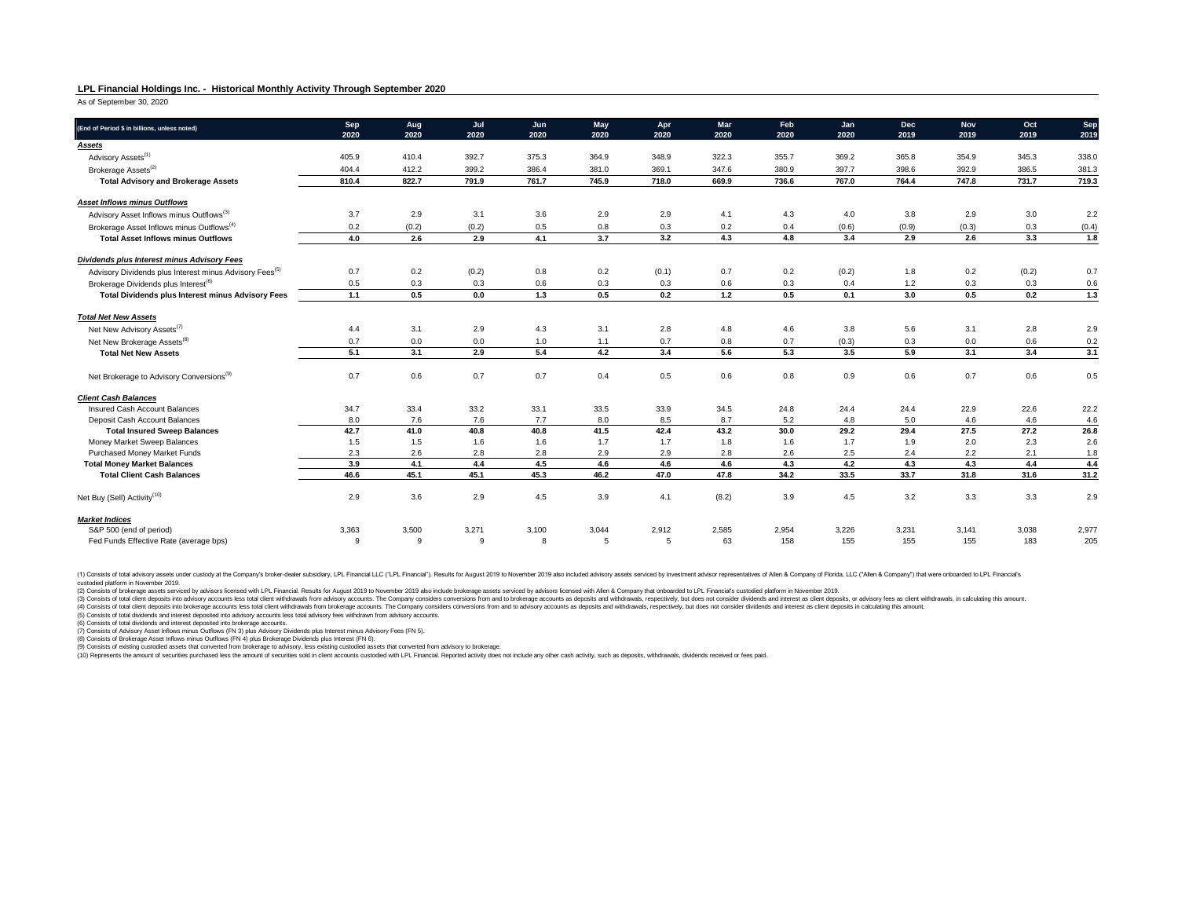**LPL Financial Holdings Inc. - Historical Monthly Activity Through September 2020**

As of September 30, 2020

| (End of Period $ in billions, unless noted) | Sep 2020 | Aug 2020 | Jul 2020 | Jun 2020 | May 2020 | Apr 2020 | Mar 2020 | Feb 2020 | Jan 2020 | Dec 2019 | Nov 2019 | Oct 2019 | Sep 2019 |
|---|---|---|---|---|---|---|---|---|---|---|---|---|---|
| ***Assets*** | | | | | | | | | | | | | |
| Advisory Assets[(1)] | 405.9 | 410.4 | 392.7 | 375.3 | 364.9 | 348.9 | 322.3 | 355.7 | 369.2 | 365.8 | 354.9 | 345.3 | 338.0 |
| Brokerage Assets[(2)] | 404.4 | 412.2 | 399.2 | 386.4 | 381.0 | 369.1 | 347.6 | 380.9 | 397.7 | 398.6 | 392.9 | 386.5 | 381.3 |
| **Total Advisory and Brokerage Assets** | **810.4** | **822.7** | **791.9** | **761.7** | **745.9** | **718.0** | **669.9** | **736.6** | **767.0** | **764.4** | **747.8** | **731.7** | **719.3** |
| ***Asset Inflows minus Outflows*** | | | | | | | | | | | | | |
| Advisory Asset Inflows minus Outflows[(3)] | 3.7 | 2.9 | 3.1 | 3.6 | 2.9 | 2.9 | 4.1 | 4.3 | 4.0 | 3.8 | 2.9 | 3.0 | 2.2 |
| Brokerage Asset Inflows minus Outflows[(4)] | 0.2 | (0.2) | (0.2) | 0.5 | 0.8 | 0.3 | 0.2 | 0.4 | (0.6) | (0.9) | (0.3) | 0.3 | (0.4) |
| **Total Asset Inflows minus Outflows** | **4.0** | **2.6** | **2.9** | **4.1** | **3.7** | **3.2** | **4.3** | **4.8** | **3.4** | **2.9** | **2.6** | **3.3** | **1.8** |
| ***Dividends plus Interest minus Advisory Fees*** | | | | | | | | | | | | | |
| Advisory Dividends plus Interest minus Advisory Fees[(5)] | 0.7 | 0.2 | (0.2) | 0.8 | 0.2 | (0.1) | 0.7 | 0.2 | (0.2) | 1.8 | 0.2 | (0.2) | 0.7 |
| Brokerage Dividends plus Interest[(6)] | 0.5 | 0.3 | 0.3 | 0.6 | 0.3 | 0.3 | 0.6 | 0.3 | 0.4 | 1.2 | 0.3 | 0.3 | 0.6 |
| **Total Dividends plus Interest minus Advisory Fees** | **1.1** | **0.5** | **0.0** | **1.3** | **0.5** | **0.2** | **1.2** | **0.5** | **0.1** | **3.0** | **0.5** | **0.2** | **1.3** |
| ***Total Net New Assets*** | | | | | | | | | | | | | |
| Net New Advisory Assets[(7)] | 4.4 | 3.1 | 2.9 | 4.3 | 3.1 | 2.8 | 4.8 | 4.6 | 3.8 | 5.6 | 3.1 | 2.8 | 2.9 |
| Net New Brokerage Assets[(8)] | 0.7 | 0.0 | 0.0 | 1.0 | 1.1 | 0.7 | 0.8 | 0.7 | (0.3) | 0.3 | 0.0 | 0.6 | 0.2 |
| **Total Net New Assets** | **5.1** | **3.1** | **2.9** | **5.4** | **4.2** | **3.4** | **5.6** | **5.3** | **3.5** | **5.9** | **3.1** | **3.4** | **3.1** |
| Net Brokerage to Advisory Conversions[(9)] | 0.7 | 0.6 | 0.7 | 0.7 | 0.4 | 0.5 | 0.6 | 0.8 | 0.9 | 0.6 | 0.7 | 0.6 | 0.5 |
| ***Client Cash Balances*** | | | | | | | | | | | | | |
| Insured Cash Account Balances | 34.7 | 33.4 | 33.2 | 33.1 | 33.5 | 33.9 | 34.5 | 24.8 | 24.4 | 24.4 | 22.9 | 22.6 | 22.2 |
| Deposit Cash Account Balances | 8.0 | 7.6 | 7.6 | 7.7 | 8.0 | 8.5 | 8.7 | 5.2 | 4.8 | 5.0 | 4.6 | 4.6 | 4.6 |
| **Total Insured Sweep Balances** | **42.7** | **41.0** | **40.8** | **40.8** | **41.5** | **42.4** | **43.2** | **30.0** | **29.2** | **29.4** | **27.5** | **27.2** | **26.8** |
| Money Market Sweep Balances | 1.5 | 1.5 | 1.6 | 1.6 | 1.7 | 1.7 | 1.8 | 1.6 | 1.7 | 1.9 | 2.0 | 2.3 | 2.6 |
| Purchased Money Market Funds | 2.3 | 2.6 | 2.8 | 2.8 | 2.9 | 2.9 | 2.8 | 2.6 | 2.5 | 2.4 | 2.2 | 2.1 | 1.8 |
| **Total Money Market Balances** | **3.9** | **4.1** | **4.4** | **4.5** | **4.6** | **4.6** | **4.6** | **4.3** | **4.2** | **4.3** | **4.3** | **4.4** | **4.4** |
| **Total Client Cash Balances** | **46.6** | **45.1** | **45.1** | **45.3** | **46.2** | **47.0** | **47.8** | **34.2** | **33.5** | **33.7** | **31.8** | **31.6** | **31.2** |
| Net Buy (Sell) Activity[(10)] | 2.9 | 3.6 | 2.9 | 4.5 | 3.9 | 4.1 | (8.2) | 3.9 | 4.5 | 3.2 | 3.3 | 3.3 | 2.9 |
| ***Market Indices*** | | | | | | | | | | | | | |
| S&P 500 (end of period) | 3,363 | 3,500 | 3,271 | 3,100 | 3,044 | 2,912 | 2,585 | 2,954 | 3,226 | 3,231 | 3,141 | 3,038 | 2,977 |
| Fed Funds Effective Rate (average bps) | 9 | 9 | 9 | 8 | 5 | 5 | 63 | 158 | 155 | 155 | 155 | 183 | 205 |

(1) Consists of total advisory assets under custody at the Company's broker-dealer subsidiary, LPL Financial LLC ("LPL Financial"). Results for August 2019 to November 2019 also included advisory assets serviced by investment advisor representatives of Allen & Company of Florida, LLC ("Allen & Company") that were onboarded to LPL Financial's custodied platform in November 2019.

(2) Consists of brokerage assets serviced by advisors licensed with LPL Financial. Results for August 2019 to November 2019 also include brokerage assets serviced by advisors licensed with Allen & Company that onboarded to LPL Financial's custodied platform in November 2019.

(3) Consists of total client deposits into advisory accounts less total client withdrawals from advisory accounts. The Company considers conversions from and to brokerage accounts as deposits and withdrawals, respectively, but does not consider dividends and interest as client deposits, or advisory fees as client withdrawals, in calculating this amount.

(4) Consists of total client deposits into brokerage accounts less total client withdrawals from brokerage accounts. The Company considers conversions from and to advisory accounts as deposits and withdrawals, respectively, but does not consider dividends and interest as client deposits in calculating this amount.

(5) Consists of total dividends and interest deposited into advisory accounts less total advisory fees withdrawn from advisory accounts.

(6) Consists of total dividends and interest deposited into brokerage accounts.

(7) Consists of Advisory Asset Inflows minus Outflows (FN 3) plus Advisory Dividends plus Interest minus Advisory Fees (FN 5).

(8) Consists of Brokerage Asset Inflows minus Outflows (FN 4) plus Brokerage Dividends plus Interest (FN 6).

(9) Consists of existing custodied assets that converted from brokerage to advisory, less existing custodied assets that converted from advisory to brokerage.

(10) Represents the amount of securities purchased less the amount of securities sold in client accounts custodied with LPL Financial. Reported activity does not include any other cash activity, such as deposits, withdrawals, dividends received or fees paid.